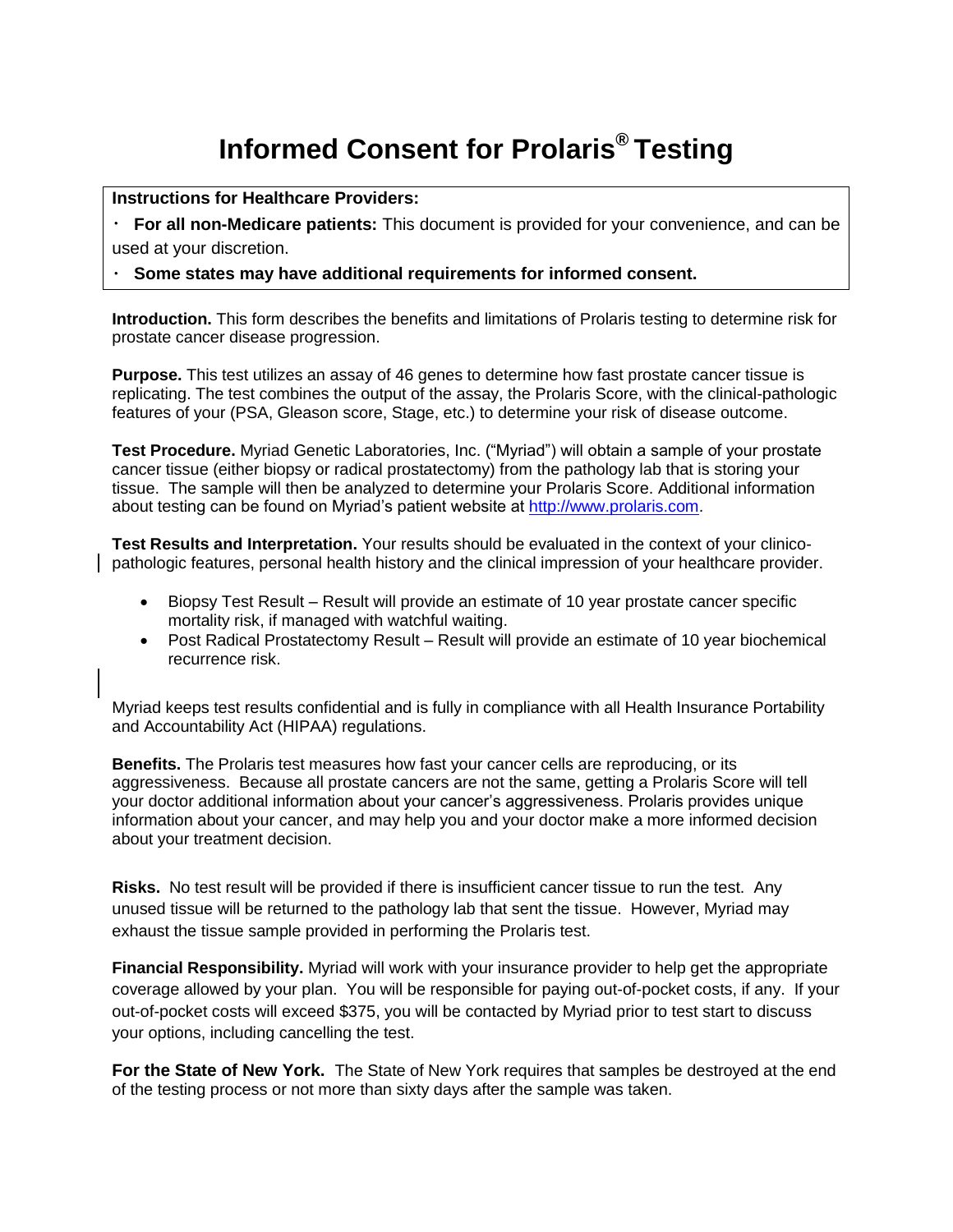# Informed Consent for Prolaris® Testing

**Instructions for Healthcare Providers:**

- **For all non-Medicare patients:** This document is provided for your convenience, and can be used at your discretion.
- **Some states may have additional requirements for informed consent.**

**Introduction.** This form describes the benefits and limitations of Prolaris testing to determine risk for prostate cancer disease progression.

**Purpose.** This test utilizes an assay of 46 genes to determine how fast prostate cancer tissue is replicating. The test combines the output of the assay, the Prolaris Score, with the clinical-pathologic features of your (PSA, Gleason score, Stage, etc.) to determine your risk of disease outcome.

**Test Procedure.** Myriad Genetic Laboratories, Inc. ("Myriad") will obtain a sample of your prostate cancer tissue (either biopsy or radical prostatectomy) from the pathology lab that is storing your tissue. The sample will then be analyzed to determine your Prolaris Score. Additional information about testing can be found on Myriad's patient website at http://www.prolaris.com.

**Test Results and Interpretation.** Your results should be evaluated in the context of your clinico-pathologic features, personal health history and the clinical impression of your healthcare provider.

- Biopsy Test Result – Result will provide an estimate of 10 year prostate cancer specific mortality risk, if managed with watchful waiting.
- Post Radical Prostatectomy Result – Result will provide an estimate of 10 year biochemical recurrence risk.

Myriad keeps test results confidential and is fully in compliance with all Health Insurance Portability and Accountability Act (HIPAA) regulations.

**Benefits.** The Prolaris test measures how fast your cancer cells are reproducing, or its aggressiveness. Because all prostate cancers are not the same, getting a Prolaris Score will tell your doctor additional information about your cancer's aggressiveness. Prolaris provides unique information about your cancer, and may help you and your doctor make a more informed decision about your treatment decision.

**Risks.** No test result will be provided if there is insufficient cancer tissue to run the test. Any unused tissue will be returned to the pathology lab that sent the tissue. However, Myriad may exhaust the tissue sample provided in performing the Prolaris test.

**Financial Responsibility.** Myriad will work with your insurance provider to help get the appropriate coverage allowed by your plan. You will be responsible for paying out-of-pocket costs, if any. If your out-of-pocket costs will exceed $375, you will be contacted by Myriad prior to test start to discuss your options, including cancelling the test.

**For the State of New York.** The State of New York requires that samples be destroyed at the end of the testing process or not more than sixty days after the sample was taken.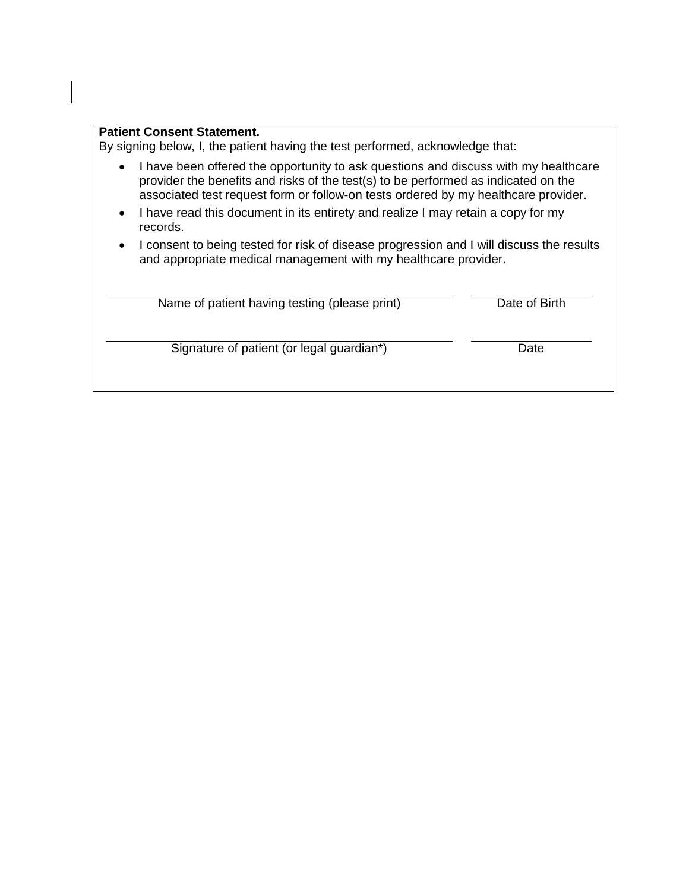**Patient Consent Statement.**

By signing below, I, the patient having the test performed, acknowledge that:

- I have been offered the opportunity to ask questions and discuss with my healthcare provider the benefits and risks of the test(s) to be performed as indicated on the associated test request form or follow-on tests ordered by my healthcare provider.
- I have read this document in its entirety and realize I may retain a copy for my records.
- I consent to being tested for risk of disease progression and I will discuss the results and appropriate medical management with my healthcare provider.

| | |
|---|---|
| Name of patient having testing (please print) | Date of Birth |
| Signature of patient (or legal guardian*) | Date |